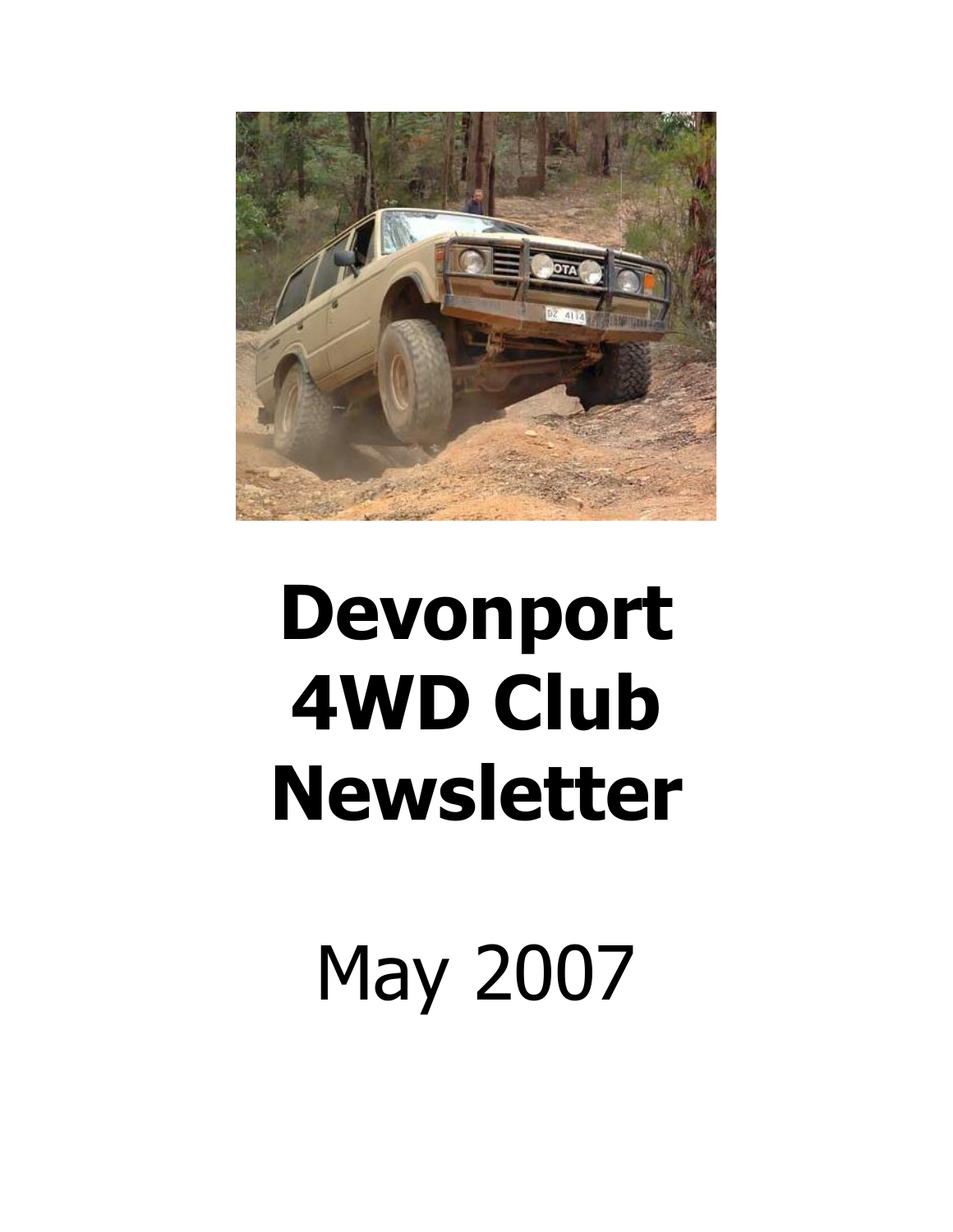# Devonport 4WD Club Newsletter

May 2007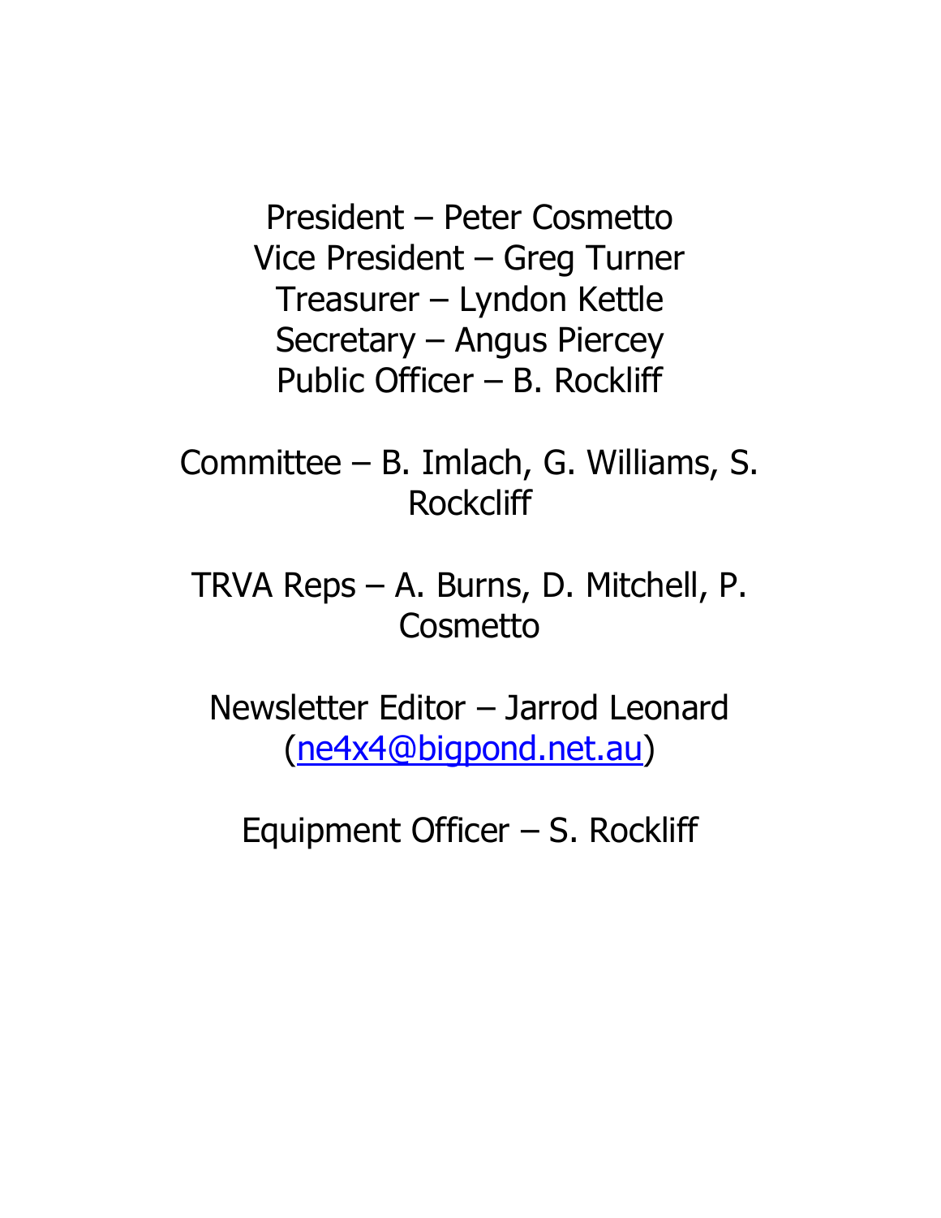President – Peter Cosmetto
Vice President – Greg Turner
Treasurer – Lyndon Kettle
Secretary – Angus Piercey
Public Officer – B. Rockliff

Committee – B. Imlach, G. Williams, S. Rockcliff

TRVA Reps – A. Burns, D. Mitchell, P. Cosmetto

Newsletter Editor – Jarrod Leonard (ne4x4@bigpond.net.au)

Equipment Officer – S. Rockliff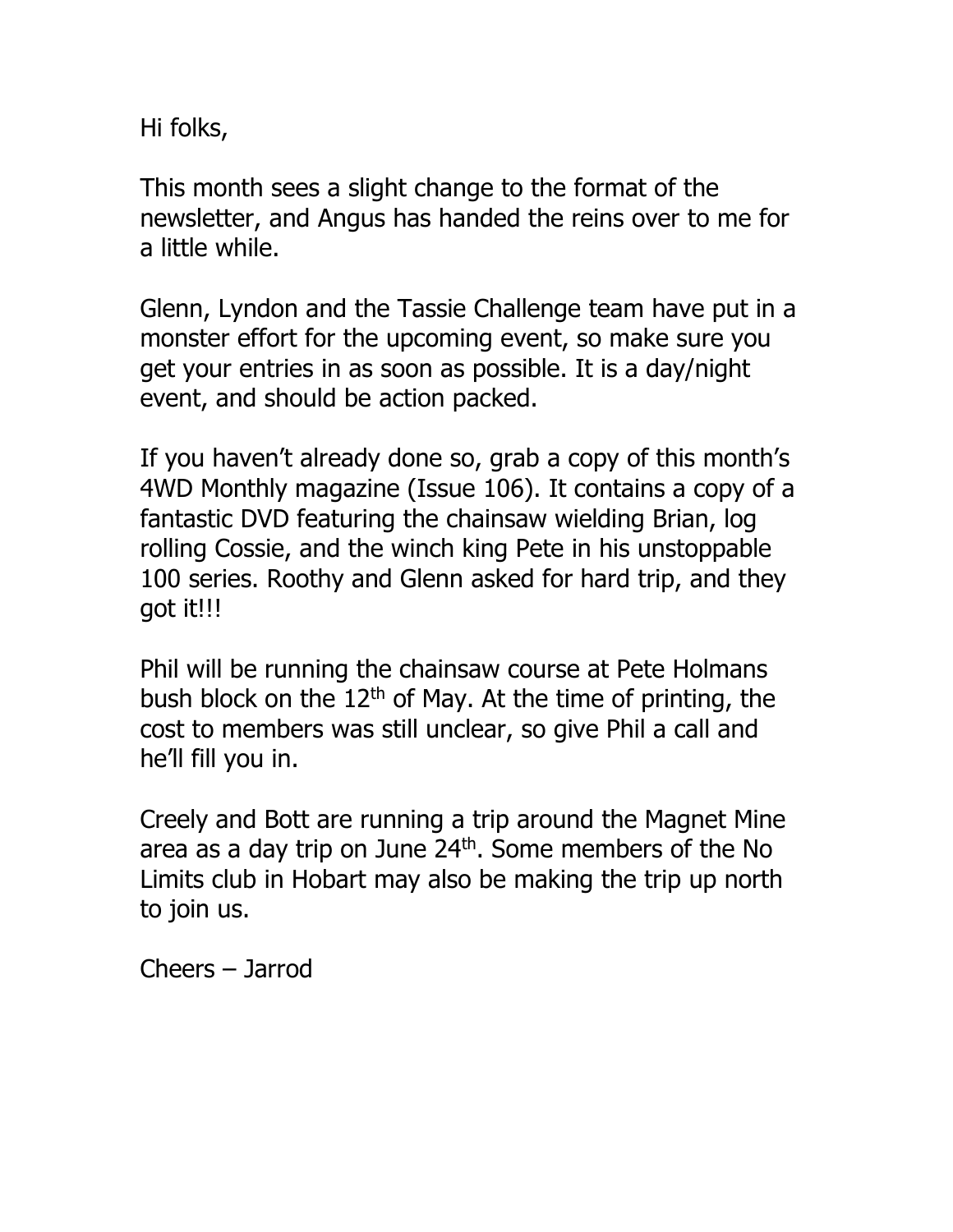Hi folks,

This month sees a slight change to the format of the newsletter, and Angus has handed the reins over to me for a little while.

Glenn, Lyndon and the Tassie Challenge team have put in a monster effort for the upcoming event, so make sure you get your entries in as soon as possible. It is a day/night event, and should be action packed.

If you haven't already done so, grab a copy of this month's 4WD Monthly magazine (Issue 106). It contains a copy of a fantastic DVD featuring the chainsaw wielding Brian, log rolling Cossie, and the winch king Pete in his unstoppable 100 series. Roothy and Glenn asked for hard trip, and they got it!!!

Phil will be running the chainsaw course at Pete Holmans bush block on the 12th of May. At the time of printing, the cost to members was still unclear, so give Phil a call and he'll fill you in.

Creely and Bott are running a trip around the Magnet Mine area as a day trip on June 24th. Some members of the No Limits club in Hobart may also be making the trip up north to join us.

Cheers – Jarrod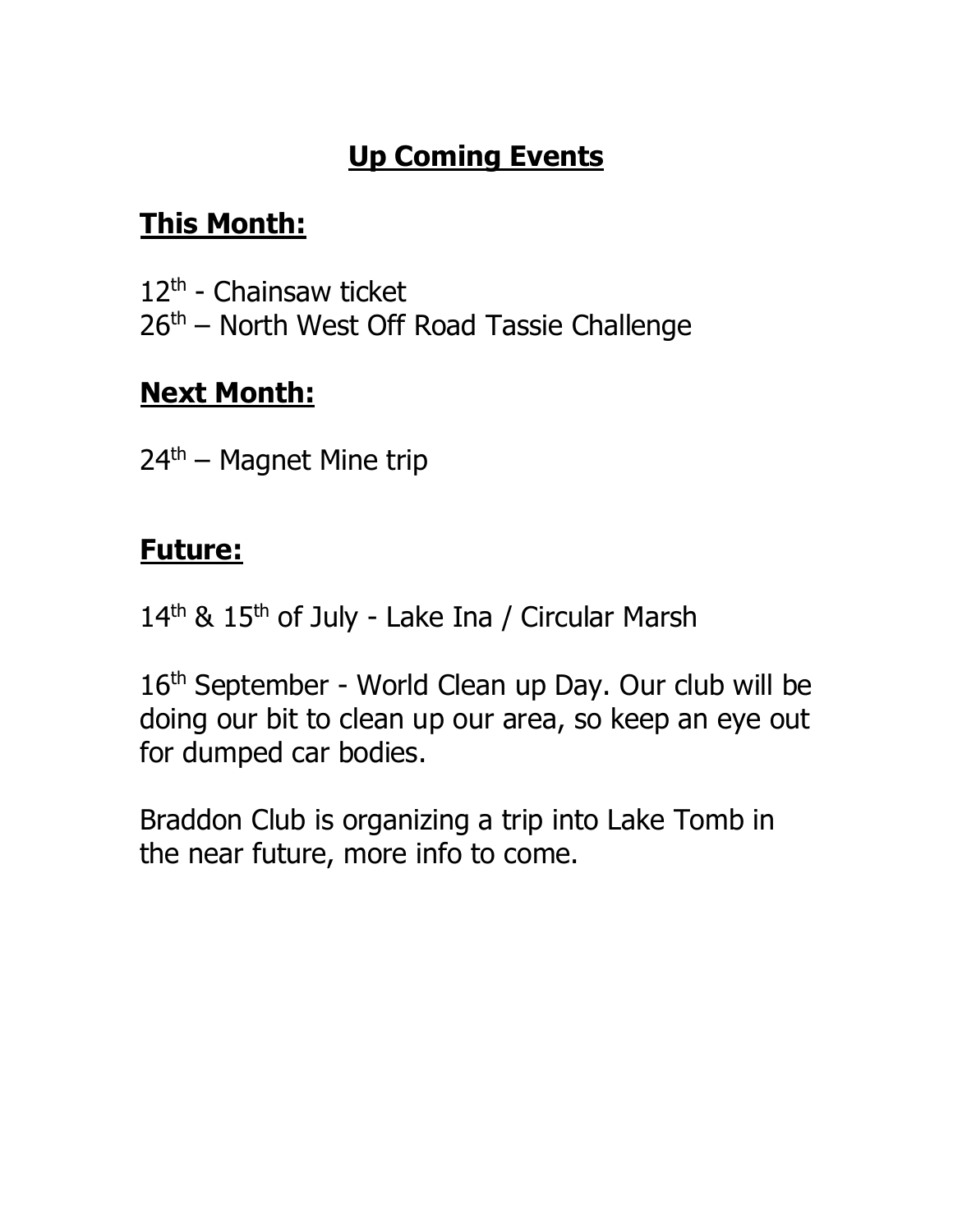# Up Coming Events

## This Month:

12th - Chainsaw ticket
26th – North West Off Road Tassie Challenge

## Next Month:

24th – Magnet Mine trip

## Future:

14th & 15th of July - Lake Ina / Circular Marsh

16th September - World Clean up Day. Our club will be doing our bit to clean up our area, so keep an eye out for dumped car bodies.

Braddon Club is organizing a trip into Lake Tomb in the near future, more info to come.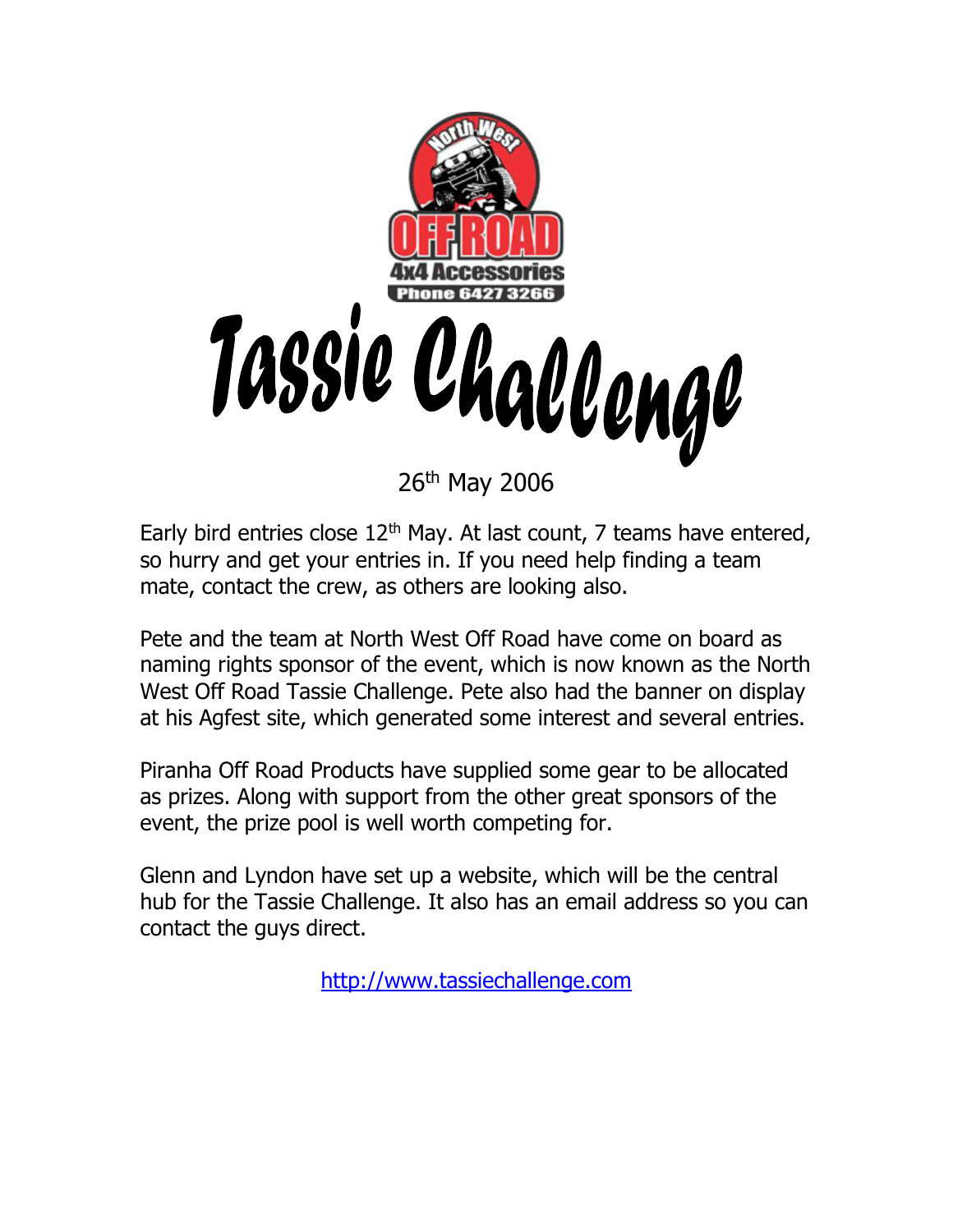North West OFF ROAD 4x4 Accessories Phone 6427 3266

# Tassie Challenge

26th May 2006

Early bird entries close 12th May. At last count, 7 teams have entered, so hurry and get your entries in. If you need help finding a team mate, contact the crew, as others are looking also.

Pete and the team at North West Off Road have come on board as naming rights sponsor of the event, which is now known as the North West Off Road Tassie Challenge. Pete also had the banner on display at his Agfest site, which generated some interest and several entries.

Piranha Off Road Products have supplied some gear to be allocated as prizes. Along with support from the other great sponsors of the event, the prize pool is well worth competing for.

Glenn and Lyndon have set up a website, which will be the central hub for the Tassie Challenge. It also has an email address so you can contact the guys direct.

http://www.tassiechallenge.com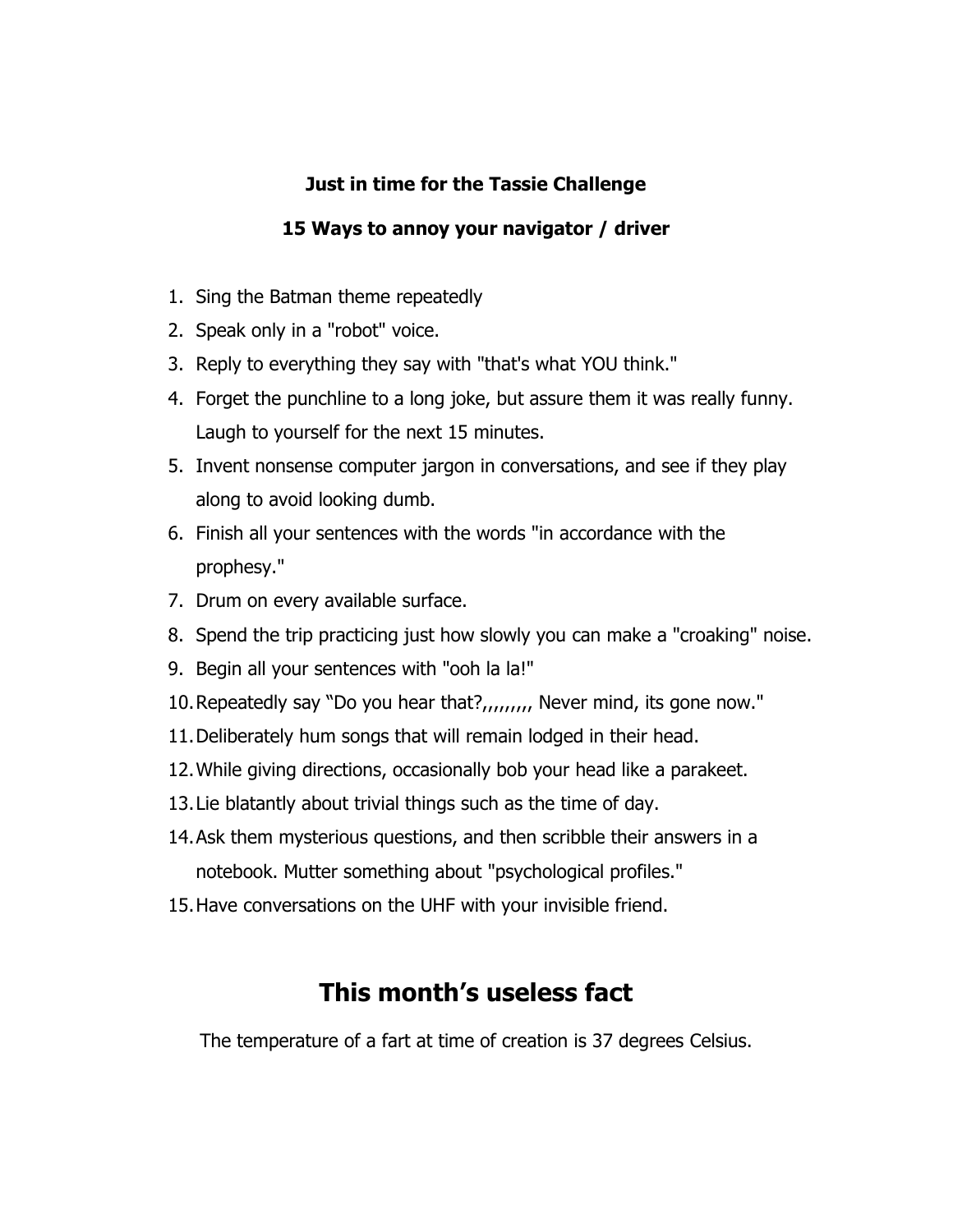**Just in time for the Tassie Challenge**

**15 Ways to annoy your navigator / driver**

1. Sing the Batman theme repeatedly
2. Speak only in a "robot" voice.
3. Reply to everything they say with "that's what YOU think."
4. Forget the punchline to a long joke, but assure them it was really funny. Laugh to yourself for the next 15 minutes.
5. Invent nonsense computer jargon in conversations, and see if they play along to avoid looking dumb.
6. Finish all your sentences with the words "in accordance with the prophesy."
7. Drum on every available surface.
8. Spend the trip practicing just how slowly you can make a "croaking" noise.
9. Begin all your sentences with "ooh la la!"
10. Repeatedly say "Do you hear that?,,,,,,,,, Never mind, its gone now."
11. Deliberately hum songs that will remain lodged in their head.
12. While giving directions, occasionally bob your head like a parakeet.
13. Lie blatantly about trivial things such as the time of day.
14. Ask them mysterious questions, and then scribble their answers in a notebook. Mutter something about "psychological profiles."
15. Have conversations on the UHF with your invisible friend.

## This month's useless fact

The temperature of a fart at time of creation is 37 degrees Celsius.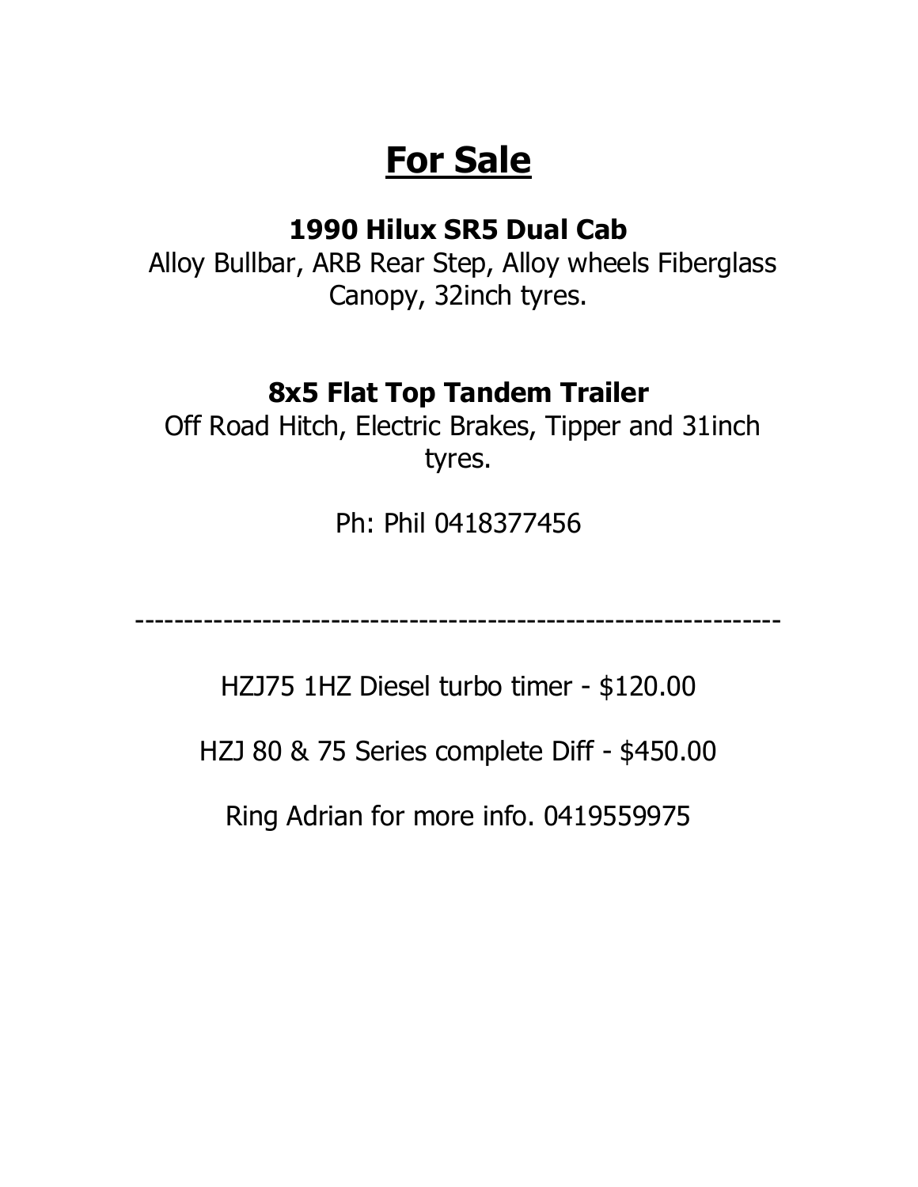# For Sale

## 1990 Hilux SR5 Dual Cab

Alloy Bullbar, ARB Rear Step, Alloy wheels Fiberglass Canopy, 32inch tyres.

## 8x5 Flat Top Tandem Trailer

Off Road Hitch, Electric Brakes, Tipper and 31inch tyres.

Ph: Phil 0418377456

---

HZJ75 1HZ Diesel turbo timer - $120.00

HZJ 80 & 75 Series complete Diff - $450.00

Ring Adrian for more info. 0419559975